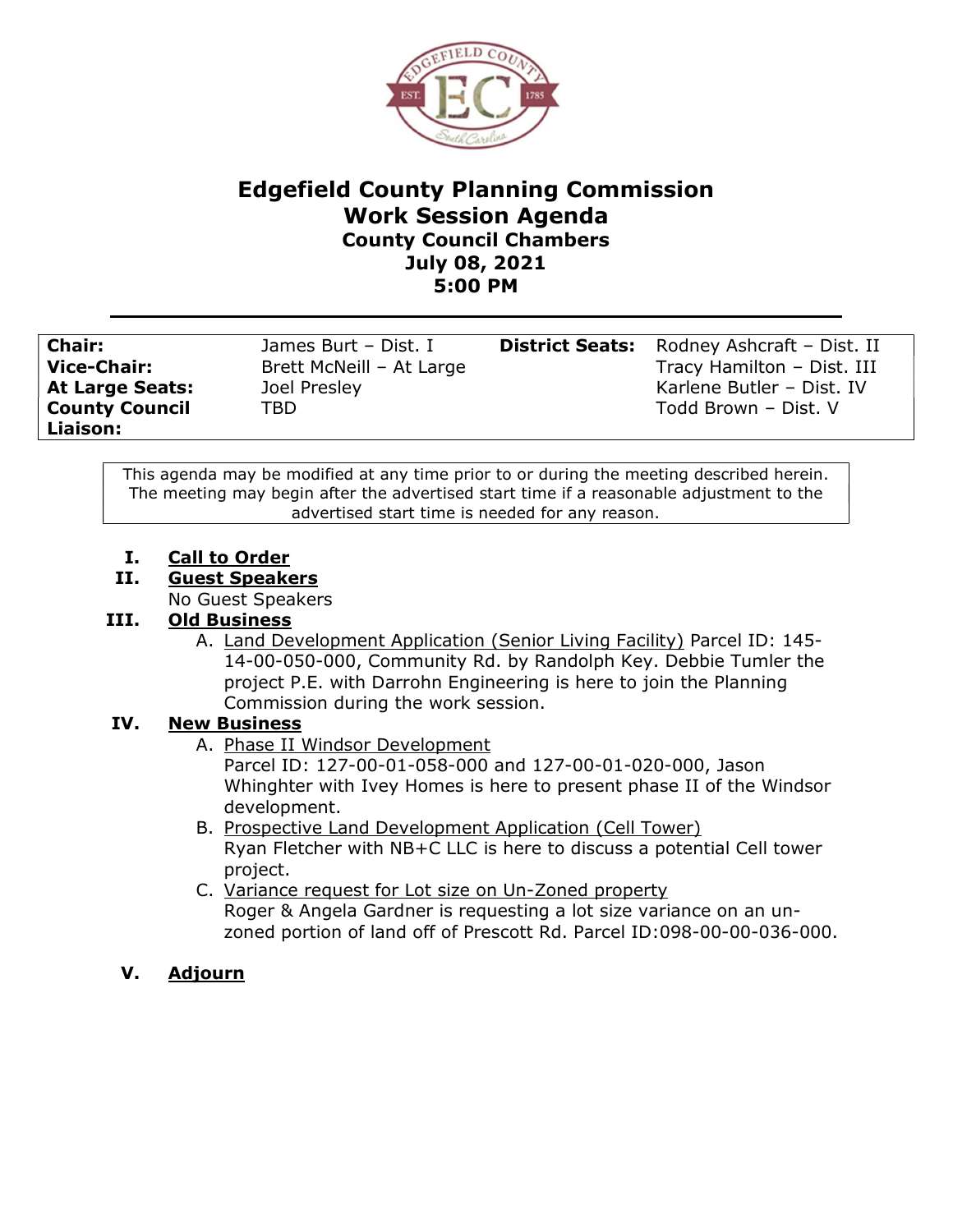# Edgefield County Planning Commission
## Work Session Agenda
### County Council Chambers
### July 08, 2021
### 5:00 PM

---

| | | | |
|---|---|---|---|
| **Chair:** | James Burt – Dist. I | **District Seats:** | Rodney Ashcraft – Dist. II |
| **Vice-Chair:** | Brett McNeill – At Large | | Tracy Hamilton – Dist. III |
| **At Large Seats:** | Joel Presley | | Karlene Butler – Dist. IV |
| **County Council Liaison:** | TBD | | Todd Brown – Dist. V |

This agenda may be modified at any time prior to or during the meeting described herein. The meeting may begin after the advertised start time if a reasonable adjustment to the advertised start time is needed for any reason.

**I. Call to Order**

**II. Guest Speakers**

No Guest Speakers

**III. Old Business**

A. Land Development Application (Senior Living Facility) Parcel ID: 145-14-00-050-000, Community Rd. by Randolph Key. Debbie Tumler the project P.E. with Darrohn Engineering is here to join the Planning Commission during the work session.

**IV. New Business**

A. Phase II Windsor Development
Parcel ID: 127-00-01-058-000 and 127-00-01-020-000, Jason Whinghter with Ivey Homes is here to present phase II of the Windsor development.

B. Prospective Land Development Application (Cell Tower)
Ryan Fletcher with NB+C LLC is here to discuss a potential Cell tower project.

C. Variance request for Lot size on Un-Zoned property
Roger & Angela Gardner is requesting a lot size variance on an un-zoned portion of land off of Prescott Rd. Parcel ID:098-00-00-036-000.

**V. Adjourn**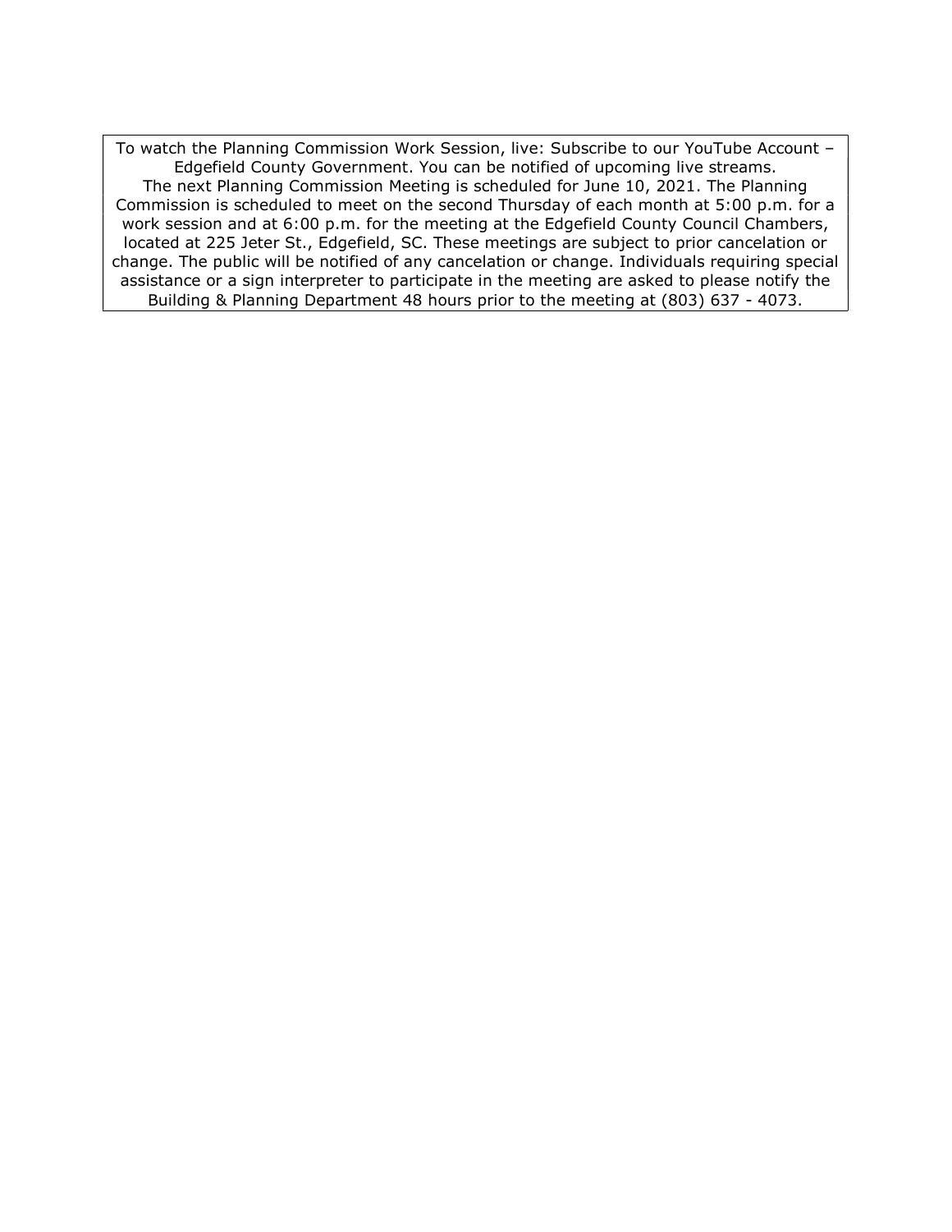To watch the Planning Commission Work Session, live: Subscribe to our YouTube Account – Edgefield County Government. You can be notified of upcoming live streams.
The next Planning Commission Meeting is scheduled for June 10, 2021. The Planning Commission is scheduled to meet on the second Thursday of each month at 5:00 p.m. for a work session and at 6:00 p.m. for the meeting at the Edgefield County Council Chambers, located at 225 Jeter St., Edgefield, SC. These meetings are subject to prior cancelation or change. The public will be notified of any cancelation or change. Individuals requiring special assistance or a sign interpreter to participate in the meeting are asked to please notify the Building & Planning Department 48 hours prior to the meeting at (803) 637 - 4073.